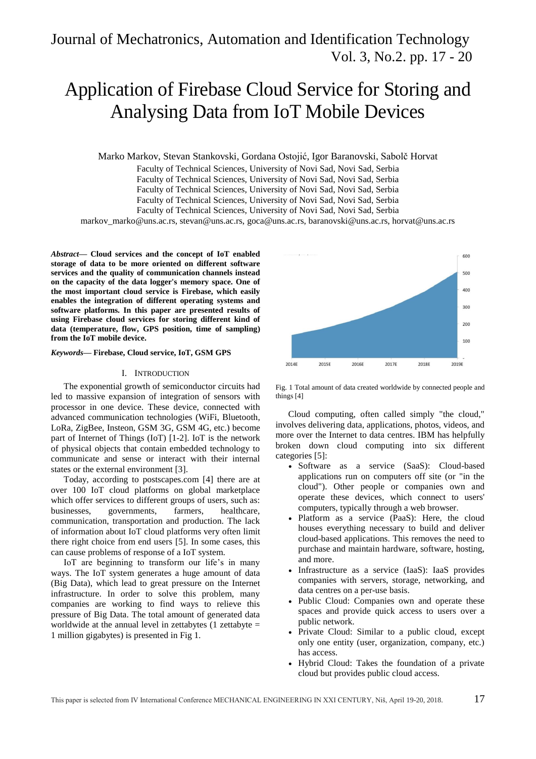# Application of Firebase Cloud Service for Storing and Analysing Data from IoT Mobile Devices

Marko Markov, Stevan Stankovski, Gordana Ostojić, Igor Baranovski, Sabolč Horvat

Faculty of Technical Sciences, University of Novi Sad, Novi Sad, Serbia
Faculty of Technical Sciences, University of Novi Sad, Novi Sad, Serbia
Faculty of Technical Sciences, University of Novi Sad, Novi Sad, Serbia
Faculty of Technical Sciences, University of Novi Sad, Novi Sad, Serbia
Faculty of Technical Sciences, University of Novi Sad, Novi Sad, Serbia

markov_marko@uns.ac.rs, stevan@uns.ac.rs, goca@uns.ac.rs, baranovski@uns.ac.rs, horvat@uns.ac.rs

***Abstract*— Cloud services and the concept of IoT enabled storage of data to be more oriented on different software services and the quality of communication channels instead on the capacity of the data logger's memory space. One of the most important cloud service is Firebase, which easily enables the integration of different operating systems and software platforms. In this paper are presented results of using Firebase cloud services for storing different kind of data (temperature, flow, GPS position, time of sampling) from the IoT mobile device.**

***Keywords*— Firebase, Cloud service, IoT, GSM GPS**

## I. Introduction

The exponential growth of semiconductor circuits had led to massive expansion of integration of sensors with processor in one device. These device, connected with advanced communication technologies (WiFi, Bluetooth, LoRa, ZigBee, Insteon, GSM 3G, GSM 4G, etc.) become part of Internet of Things (IoT) [1-2]. IoT is the network of physical objects that contain embedded technology to communicate and sense or interact with their internal states or the external environment [3].

Today, according to postscapes.com [4] there are at over 100 IoT cloud platforms on global marketplace which offer services to different groups of users, such as: businesses, governments, farmers, healthcare, communication, transportation and production. The lack of information about IoT cloud platforms very often limit there right choice from end users [5]. In some cases, this can cause problems of response of a IoT system.

IoT are beginning to transform our life's in many ways. The IoT system generates a huge amount of data (Big Data), which lead to great pressure on the Internet infrastructure. In order to solve this problem, many companies are working to find ways to relieve this pressure of Big Data. The total amount of generated data worldwide at the annual level in zettabytes (1 zettabyte = 1 million gigabytes) is presented in Fig 1.

Fig. 1 Total amount of data created worldwide by connected people and things [4]

Cloud computing, often called simply "the cloud," involves delivering data, applications, photos, videos, and more over the Internet to data centres. IBM has helpfully broken down cloud computing into six different categories [5]:

- Software as a service (SaaS): Cloud-based applications run on computers off site (or "in the cloud"). Other people or companies own and operate these devices, which connect to users' computers, typically through a web browser.
- Platform as a service (PaaS): Here, the cloud houses everything necessary to build and deliver cloud-based applications. This removes the need to purchase and maintain hardware, software, hosting, and more.
- Infrastructure as a service (IaaS): IaaS provides companies with servers, storage, networking, and data centres on a per-use basis.
- Public Cloud: Companies own and operate these spaces and provide quick access to users over a public network.
- Private Cloud: Similar to a public cloud, except only one entity (user, organization, company, etc.) has access.
- Hybrid Cloud: Takes the foundation of a private cloud but provides public cloud access.

This paper is selected from IV International Conference MECHANICAL ENGINEERING IN XXI CENTURY, Niš, April 19-20, 2018.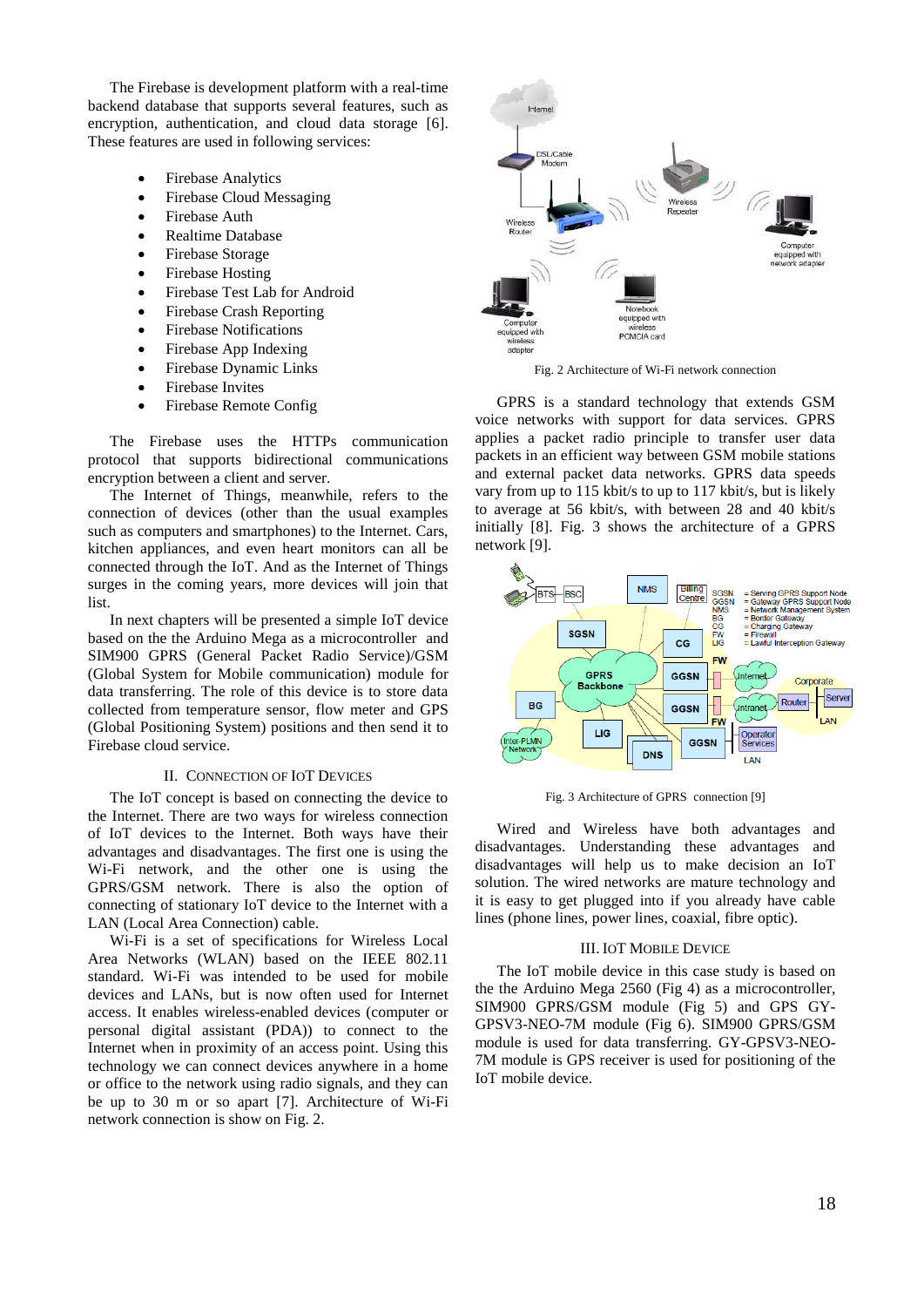The Firebase is development platform with a real-time backend database that supports several features, such as encryption, authentication, and cloud data storage [6]. These features are used in following services:

- Firebase Analytics
- Firebase Cloud Messaging
- Firebase Auth
- Realtime Database
- Firebase Storage
- Firebase Hosting
- Firebase Test Lab for Android
- Firebase Crash Reporting
- Firebase Notifications
- Firebase App Indexing
- Firebase Dynamic Links
- Firebase Invites
- Firebase Remote Config

The Firebase uses the HTTPs communication protocol that supports bidirectional communications encryption between a client and server.

The Internet of Things, meanwhile, refers to the connection of devices (other than the usual examples such as computers and smartphones) to the Internet. Cars, kitchen appliances, and even heart monitors can all be connected through the IoT. And as the Internet of Things surges in the coming years, more devices will join that list.

In next chapters will be presented a simple IoT device based on the the Arduino Mega as a microcontroller and SIM900 GPRS (General Packet Radio Service)/GSM (Global System for Mobile communication) module for data transferring. The role of this device is to store data collected from temperature sensor, flow meter and GPS (Global Positioning System) positions and then send it to Firebase cloud service.

## II. Connection of IoT Devices

The IoT concept is based on connecting the device to the Internet. There are two ways for wireless connection of IoT devices to the Internet. Both ways have their advantages and disadvantages. The first one is using the Wi-Fi network, and the other one is using the GPRS/GSM network. There is also the option of connecting of stationary IoT device to the Internet with a LAN (Local Area Connection) cable.

Wi-Fi is a set of specifications for Wireless Local Area Networks (WLAN) based on the IEEE 802.11 standard. Wi-Fi was intended to be used for mobile devices and LANs, but is now often used for Internet access. It enables wireless-enabled devices (computer or personal digital assistant (PDA)) to connect to the Internet when in proximity of an access point. Using this technology we can connect devices anywhere in a home or office to the network using radio signals, and they can be up to 30 m or so apart [7]. Architecture of Wi-Fi network connection is show on Fig. 2.

Fig. 2 Architecture of Wi-Fi network connection

GPRS is a standard technology that extends GSM voice networks with support for data services. GPRS applies a packet radio principle to transfer user data packets in an efficient way between GSM mobile stations and external packet data networks. GPRS data speeds vary from up to 115 kbit/s to up to 117 kbit/s, but is likely to average at 56 kbit/s, with between 28 and 40 kbit/s initially [8]. Fig. 3 shows the architecture of a GPRS network [9].

Fig. 3 Architecture of GPRS connection [9]

Wired and Wireless have both advantages and disadvantages. Understanding these advantages and disadvantages will help us to make decision an IoT solution. The wired networks are mature technology and it is easy to get plugged into if you already have cable lines (phone lines, power lines, coaxial, fibre optic).

## III. IoT Mobile Device

The IoT mobile device in this case study is based on the the Arduino Mega 2560 (Fig 4) as a microcontroller, SIM900 GPRS/GSM module (Fig 5) and GPS GY-GPSV3-NEO-7M module (Fig 6). SIM900 GPRS/GSM module is used for data transferring. GY-GPSV3-NEO-7M module is GPS receiver is used for positioning of the IoT mobile device.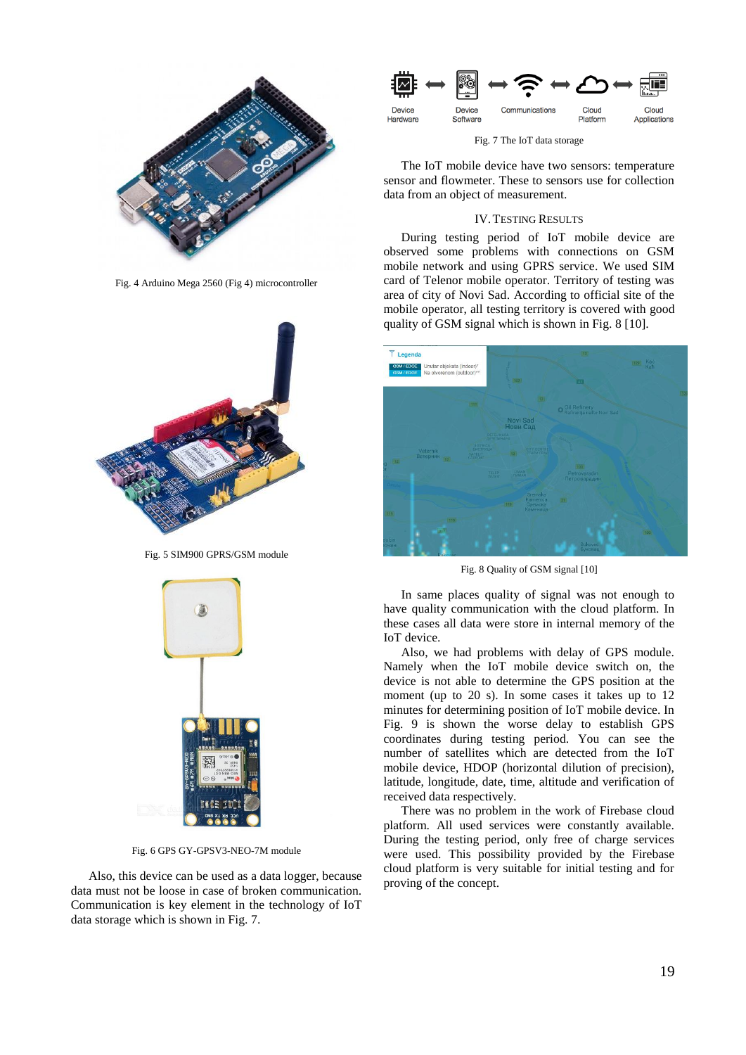Fig. 4 Arduino Mega 2560 (Fig 4) microcontroller

Fig. 5 SIM900 GPRS/GSM module

Fig. 6 GPS GY-GPSV3-NEO-7M module

Also, this device can be used as a data logger, because data must not be loose in case of broken communication. Communication is key element in the technology of IoT data storage which is shown in Fig. 7.

Fig. 7 The IoT data storage

The IoT mobile device have two sensors: temperature sensor and flowmeter. These to sensors use for collection data from an object of measurement.

## IV. Testing Results

During testing period of IoT mobile device are observed some problems with connections on GSM mobile network and using GPRS service. We used SIM card of Telenor mobile operator. Territory of testing was area of city of Novi Sad. According to official site of the mobile operator, all testing territory is covered with good quality of GSM signal which is shown in Fig. 8 [10].

Fig. 8 Quality of GSM signal [10]

In same places quality of signal was not enough to have quality communication with the cloud platform. In these cases all data were store in internal memory of the IoT device.

Also, we had problems with delay of GPS module. Namely when the IoT mobile device switch on, the device is not able to determine the GPS position at the moment (up to 20 s). In some cases it takes up to 12 minutes for determining position of IoT mobile device. In Fig. 9 is shown the worse delay to establish GPS coordinates during testing period. You can see the number of satellites which are detected from the IoT mobile device, HDOP (horizontal dilution of precision), latitude, longitude, date, time, altitude and verification of received data respectively.

There was no problem in the work of Firebase cloud platform. All used services were constantly available. During the testing period, only free of charge services were used. This possibility provided by the Firebase cloud platform is very suitable for initial testing and for proving of the concept.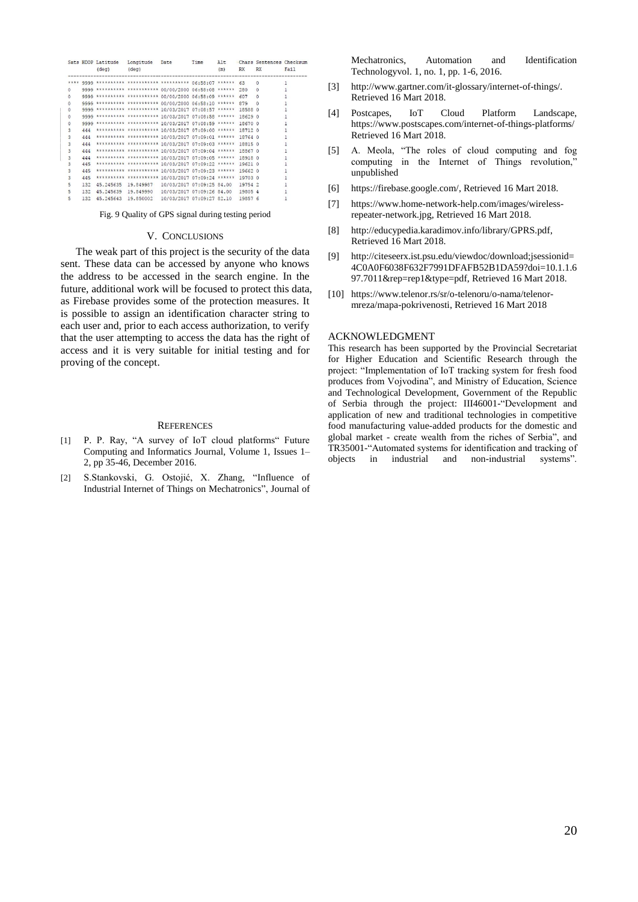| Sats | HDOP | Latitude (deg) | Longitude (deg) | Date | Time | Alt (m) | Chars RX | Sentences RX | Checksum Fail |
|---|---|---|---|---|---|---|---|---|---|
| **** | 9999 | ********** | *********** | ********** | 06:58:07 | ****** | 63 | 0 | 1 |
| 0 | 9999 | ********** | *********** | 00/00/2000 | 06:58:08 | ****** | 280 | 0 | 1 |
| 0 | 9999 | ********** | *********** | 00/00/2000 | 06:58:09 | ****** | 607 | 0 | 1 |
| 0 | 9999 | ********** | *********** | 00/00/2000 | 06:58:10 | ****** | 879 | 0 | 1 |
| 0 | 9999 | ********** | *********** | 10/03/2017 | 07:08:57 | ****** | 18588 | 0 | 1 |
| 0 | 9999 | ********** | *********** | 10/03/2017 | 07:08:58 | ****** | 18629 | 0 | 1 |
| 0 | 9999 | ********** | *********** | 10/03/2017 | 07:08:59 | ****** | 18670 | 0 | 1 |
| 3 | 444 | ********** | *********** | 10/03/2017 | 07:09:00 | ****** | 18712 | 0 | 1 |
| 3 | 444 | ********** | *********** | 10/03/2017 | 07:09:01 | ****** | 18764 | 0 | 1 |
| 3 | 444 | ********** | *********** | 10/03/2017 | 07:09:03 | ****** | 18815 | 0 | 1 |
| 3 | 444 | ********** | *********** | 10/03/2017 | 07:09:04 | ****** | 18867 | 0 | 1 |
| 3 | 444 | ********** | *********** | 10/03/2017 | 07:09:05 | ****** | 18918 | 0 | 1 |
| 3 | 445 | ********** | *********** | 10/03/2017 | 07:09:22 | ****** | 19621 | 0 | 1 |
| 3 | 445 | ********** | *********** | 10/03/2017 | 07:09:23 | ****** | 19662 | 0 | 1 |
| 3 | 445 | ********** | *********** | 10/03/2017 | 07:09:24 | ****** | 19703 | 0 | 1 |
| 5 | 132 | 45.245635 | 19.849987 | 10/03/2017 | 07:09:25 | 84.00 | 19754 | 2 | 1 |
| 5 | 132 | 45.245639 | 19.849990 | 10/03/2017 | 07:09:26 | 84.00 | 19805 | 4 | 1 |
| 5 | 132 | 45.245643 | 19.850002 | 10/03/2017 | 07:09:27 | 82.10 | 19857 | 6 | 1 |

Fig. 9 Quality of GPS signal during testing period

## V. Conclusions

The weak part of this project is the security of the data sent. These data can be accessed by anyone who knows the address to be accessed in the search engine. In the future, additional work will be focused to protect this data, as Firebase provides some of the protection measures. It is possible to assign an identification character string to each user and, prior to each access authorization, to verify that the user attempting to access the data has the right of access and it is very suitable for initial testing and for proving of the concept.

## References

[1] P. P. Ray, "A survey of IoT cloud platforms" Future Computing and Informatics Journal, Volume 1, Issues 1–2, pp 35-46, December 2016.

[2] S.Stankovski, G. Ostojić, X. Zhang, "Influence of Industrial Internet of Things on Mechatronics", Journal of Mechatronics, Automation and Identification Technologyvol. 1, no. 1, pp. 1-6, 2016.

[3] http://www.gartner.com/it-glossary/internet-of-things/. Retrieved 16 Mart 2018.

[4] Postcapes, IoT Cloud Platform Landscape, https://www.postscapes.com/internet-of-things-platforms/ Retrieved 16 Mart 2018.

[5] A. Meola, "The roles of cloud computing and fog computing in the Internet of Things revolution," unpublished

[6] https://firebase.google.com/, Retrieved 16 Mart 2018.

[7] https://www.home-network-help.com/images/wireless-repeater-network.jpg, Retrieved 16 Mart 2018.

[8] http://educypedia.karadimov.info/library/GPRS.pdf, Retrieved 16 Mart 2018.

[9] http://citeseerx.ist.psu.edu/viewdoc/download;jsessionid=4C0A0F6038F632F7991DFAFB52B1DA59?doi=10.1.1.697.7011&rep=rep1&type=pdf, Retrieved 16 Mart 2018.

[10] https://www.telenor.rs/sr/o-telenoru/o-nama/telenor-mreza/mapa-pokrivenosti, Retrieved 16 Mart 2018

## Acknowledgment

This research has been supported by the Provincial Secretariat for Higher Education and Scientific Research through the project: "Implementation of IoT tracking system for fresh food produces from Vojvodina", and Ministry of Education, Science and Technological Development, Government of the Republic of Serbia through the project: III46001-"Development and application of new and traditional technologies in competitive food manufacturing value-added products for the domestic and global market - create wealth from the riches of Serbia", and TR35001-"Automated systems for identification and tracking of objects in industrial and non-industrial systems".